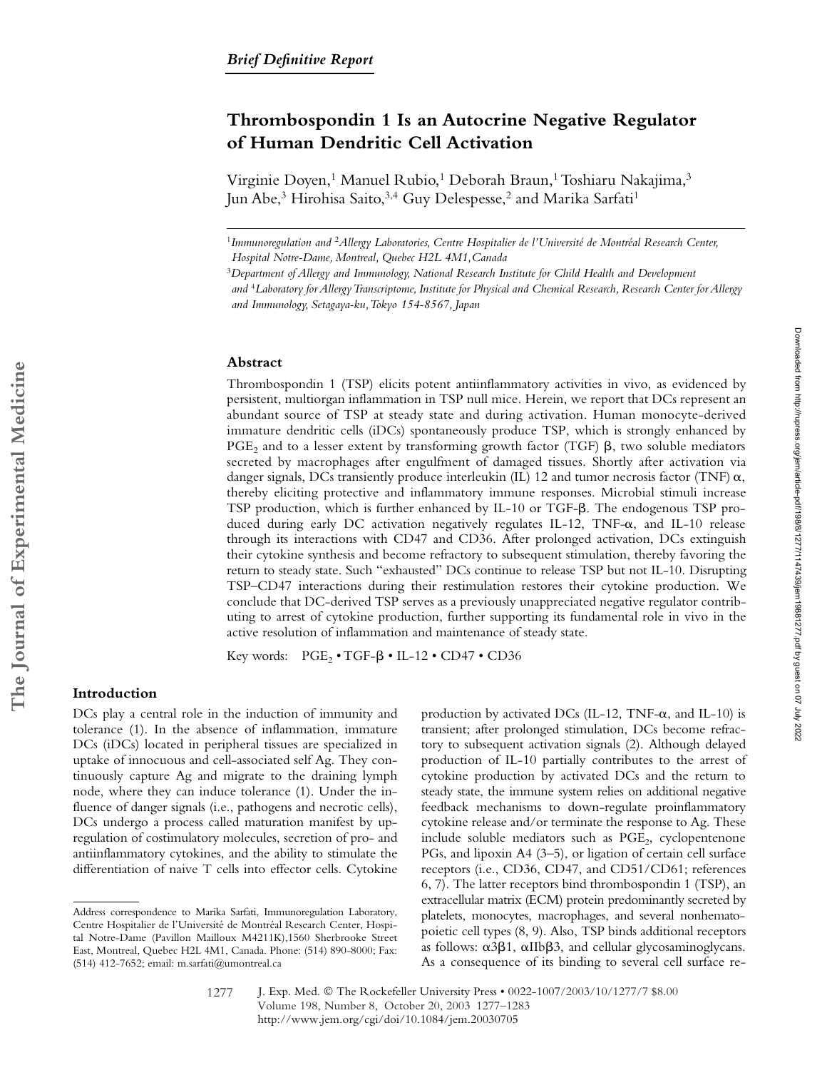*Brief Definitive Report*

# Thrombospondin 1 Is an Autocrine Negative Regulator of Human Dendritic Cell Activation

Virginie Doyen,[1] Manuel Rubio,[1] Deborah Braun,[1] Toshiaru Nakajima,[3] Jun Abe,[3] Hirohisa Saito,[3,4] Guy Delespesse,[2] and Marika Sarfati[1]

[1]*Immunoregulation and* [2]*Allergy Laboratories, Centre Hospitalier de l'Université de Montréal Research Center, Hospital Notre-Dame, Montreal, Quebec H2L 4M1, Canada*

[3]*Department of Allergy and Immunology, National Research Institute for Child Health and Development and* [4]*Laboratory for Allergy Transcriptome, Institute for Physical and Chemical Research, Research Center for Allergy and Immunology, Setagaya-ku, Tokyo 154-8567, Japan*

## Abstract

Thrombospondin 1 (TSP) elicits potent antiinflammatory activities in vivo, as evidenced by persistent, multiorgan inflammation in TSP null mice. Herein, we report that DCs represent an abundant source of TSP at steady state and during activation. Human monocyte-derived immature dendritic cells (iDCs) spontaneously produce TSP, which is strongly enhanced by $PGE_2$ and to a lesser extent by transforming growth factor (TGF) β, two soluble mediators secreted by macrophages after engulfment of damaged tissues. Shortly after activation via danger signals, DCs transiently produce interleukin (IL) 12 and tumor necrosis factor (TNF) α, thereby eliciting protective and inflammatory immune responses. Microbial stimuli increase TSP production, which is further enhanced by IL-10 or TGF-β. The endogenous TSP produced during early DC activation negatively regulates IL-12, TNF-α, and IL-10 release through its interactions with CD47 and CD36. After prolonged activation, DCs extinguish their cytokine synthesis and become refractory to subsequent stimulation, thereby favoring the return to steady state. Such "exhausted" DCs continue to release TSP but not IL-10. Disrupting TSP–CD47 interactions during their restimulation restores their cytokine production. We conclude that DC-derived TSP serves as a previously unappreciated negative regulator contributing to arrest of cytokine production, further supporting its fundamental role in vivo in the active resolution of inflammation and maintenance of steady state.

Key words: $PGE_2$ • TGF-β • IL-12 • CD47 • CD36

## Introduction

DCs play a central role in the induction of immunity and tolerance (1). In the absence of inflammation, immature DCs (iDCs) located in peripheral tissues are specialized in uptake of innocuous and cell-associated self Ag. They continuously capture Ag and migrate to the draining lymph node, where they can induce tolerance (1). Under the influence of danger signals (i.e., pathogens and necrotic cells), DCs undergo a process called maturation manifest by upregulation of costimulatory molecules, secretion of pro- and antiinflammatory cytokines, and the ability to stimulate the differentiation of naive T cells into effector cells. Cytokine production by activated DCs (IL-12, TNF-α, and IL-10) is transient; after prolonged stimulation, DCs become refractory to subsequent activation signals (2). Although delayed production of IL-10 partially contributes to the arrest of cytokine production by activated DCs and the return to steady state, the immune system relies on additional negative feedback mechanisms to down-regulate proinflammatory cytokine release and/or terminate the response to Ag. These include soluble mediators such as $PGE_2$, cyclopentenone PGs, and lipoxin A4 (3–5), or ligation of certain cell surface receptors (i.e., CD36, CD47, and CD51/CD61; references 6, 7). The latter receptors bind thrombospondin 1 (TSP), an extracellular matrix (ECM) protein predominantly secreted by platelets, monocytes, macrophages, and several nonhematopoietic cell types (8, 9). Also, TSP binds additional receptors as follows: α3β1, αIIbβ3, and cellular glycosaminoglycans. As a consequence of its binding to several cell surface re-

Address correspondence to Marika Sarfati, Immunoregulation Laboratory, Centre Hospitalier de l'Université de Montréal Research Center, Hospital Notre-Dame (Pavillon Mailloux M4211K),1560 Sherbrooke Street East, Montreal, Quebec H2L 4M1, Canada. Phone: (514) 890-8000; Fax: (514) 412-7652; email: m.sarfati@umontreal.ca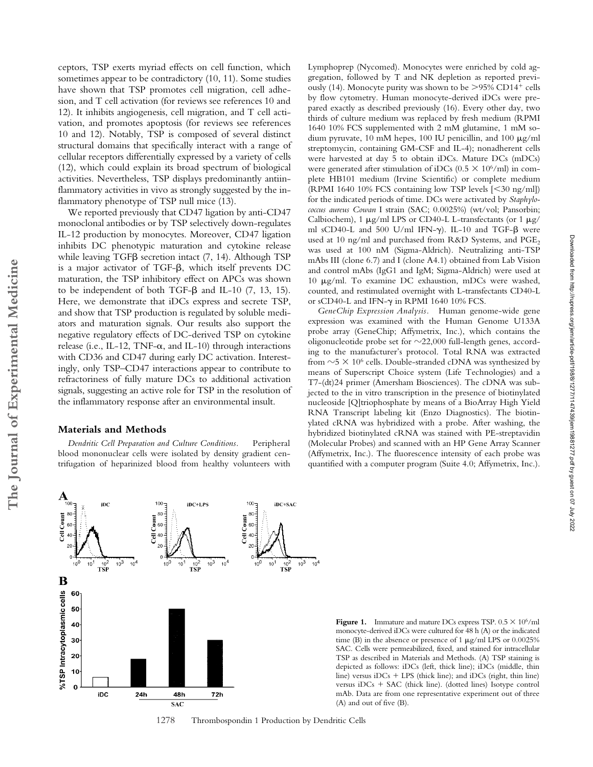ceptors, TSP exerts myriad effects on cell function, which sometimes appear to be contradictory (10, 11). Some studies have shown that TSP promotes cell migration, cell adhesion, and T cell activation (for reviews see references 10 and 12). It inhibits angiogenesis, cell migration, and T cell activation, and promotes apoptosis (for reviews see references 10 and 12). Notably, TSP is composed of several distinct structural domains that specifically interact with a range of cellular receptors differentially expressed by a variety of cells (12), which could explain its broad spectrum of biological activities. Nevertheless, TSP displays predominantly antiinflammatory activities in vivo as strongly suggested by the inflammatory phenotype of TSP null mice (13).

We reported previously that CD47 ligation by anti-CD47 monoclonal antibodies or by TSP selectively down-regulates IL-12 production by monocytes. Moreover, CD47 ligation inhibits DC phenotypic maturation and cytokine release while leaving TGFβ secretion intact (7, 14). Although TSP is a major activator of TGF-β, which itself prevents DC maturation, the TSP inhibitory effect on APCs was shown to be independent of both TGF-β and IL-10 (7, 13, 15). Here, we demonstrate that iDCs express and secrete TSP, and show that TSP production is regulated by soluble mediators and maturation signals. Our results also support the negative regulatory effects of DC-derived TSP on cytokine release (i.e., IL-12, TNF-α, and IL-10) through interactions with CD36 and CD47 during early DC activation. Interestingly, only TSP–CD47 interactions appear to contribute to refractoriness of fully mature DCs to additional activation signals, suggesting an active role for TSP in the resolution of the inflammatory response after an environmental insult.

## Materials and Methods

*Dendritic Cell Preparation and Culture Conditions.* Peripheral blood mononuclear cells were isolated by density gradient centrifugation of heparinized blood from healthy volunteers with Lymphoprep (Nycomed). Monocytes were enriched by cold aggregation, followed by T and NK depletion as reported previously (14). Monocyte purity was shown to be >95% $CD14^+$ cells by flow cytometry. Human monocyte-derived iDCs were prepared exactly as described previously (16). Every other day, two thirds of culture medium was replaced by fresh medium (RPMI 1640 10% FCS supplemented with 2 mM glutamine, 1 mM sodium pyruvate, 10 mM hepes, 100 IU penicillin, and 100 μg/ml streptomycin, containing GM-CSF and IL-4); nonadherent cells were harvested at day 5 to obtain iDCs. Mature DCs (mDCs) were generated after stimulation of iDCs ($0.5 \times 10^6$/ml) in complete HB101 medium (Irvine Scientific) or complete medium (RPMI 1640 10% FCS containing low TSP levels [<30 ng/ml]) for the indicated periods of time. DCs were activated by *Staphylococcus aureus Cowan* I strain (SAC; 0.0025%) (wt/vol; Pansorbin; Calbiochem), 1 μg/ml LPS or CD40-L L-transfectants (or 1 μg/ml sCD40-L and 500 U/ml IFN-γ). IL-10 and TGF-β were used at 10 ng/ml and purchased from R&D Systems, and $PGE_2$ was used at 100 nM (Sigma-Aldrich). Neutralizing anti-TSP mAbs III (clone 6.7) and I (clone A4.1) obtained from Lab Vision and control mAbs (IgG1 and IgM; Sigma-Aldrich) were used at 10 μg/ml. To examine DC exhaustion, mDCs were washed, counted, and restimulated overnight with L-transfectants CD40-L or sCD40-L and IFN-γ in RPMI 1640 10% FCS.

*GeneChip Expression Analysis.* Human genome-wide gene expression was examined with the Human Genome U133A probe array (GeneChip; Affymetrix, Inc.), which contains the oligonucleotide probe set for ~22,000 full-length genes, according to the manufacturer's protocol. Total RNA was extracted from $\sim 5 \times 10^6$ cells. Double-stranded cDNA was synthesized by means of Superscript Choice system (Life Technologies) and a T7-(dt)24 primer (Amersham Biosciences). The cDNA was subjected to the in vitro transcription in the presence of biotinylated nucleoside [Q]triophosphate by means of a BioArray High Yield RNA Transcript labeling kit (Enzo Diagnostics). The biotinylated cRNA was hybridized with a probe. After washing, the hybridized biotinylated cRNA was stained with PE-streptavidin (Molecular Probes) and scanned with an HP Gene Array Scanner (Affymetrix, Inc.). The fluorescence intensity of each probe was quantified with a computer program (Suite 4.0; Affymetrix, Inc.).

**Figure 1.** Immature and mature DCs express TSP. $0.5 \times 10^6$/ml monocyte-derived iDCs were cultured for 48 h (A) or the indicated time (B) in the absence or presence of 1 μg/ml LPS or 0.0025% SAC. Cells were permeabilized, fixed, and stained for intracellular TSP as described in Materials and Methods. (A) TSP staining is depicted as follows: iDCs (left, thick line); iDCs (middle, thin line) versus iDCs + LPS (thick line); and iDCs (right, thin line) versus iDCs + SAC (thick line). (dotted lines) Isotype control mAb. Data are from one representative experiment out of three (A) and out of five (B).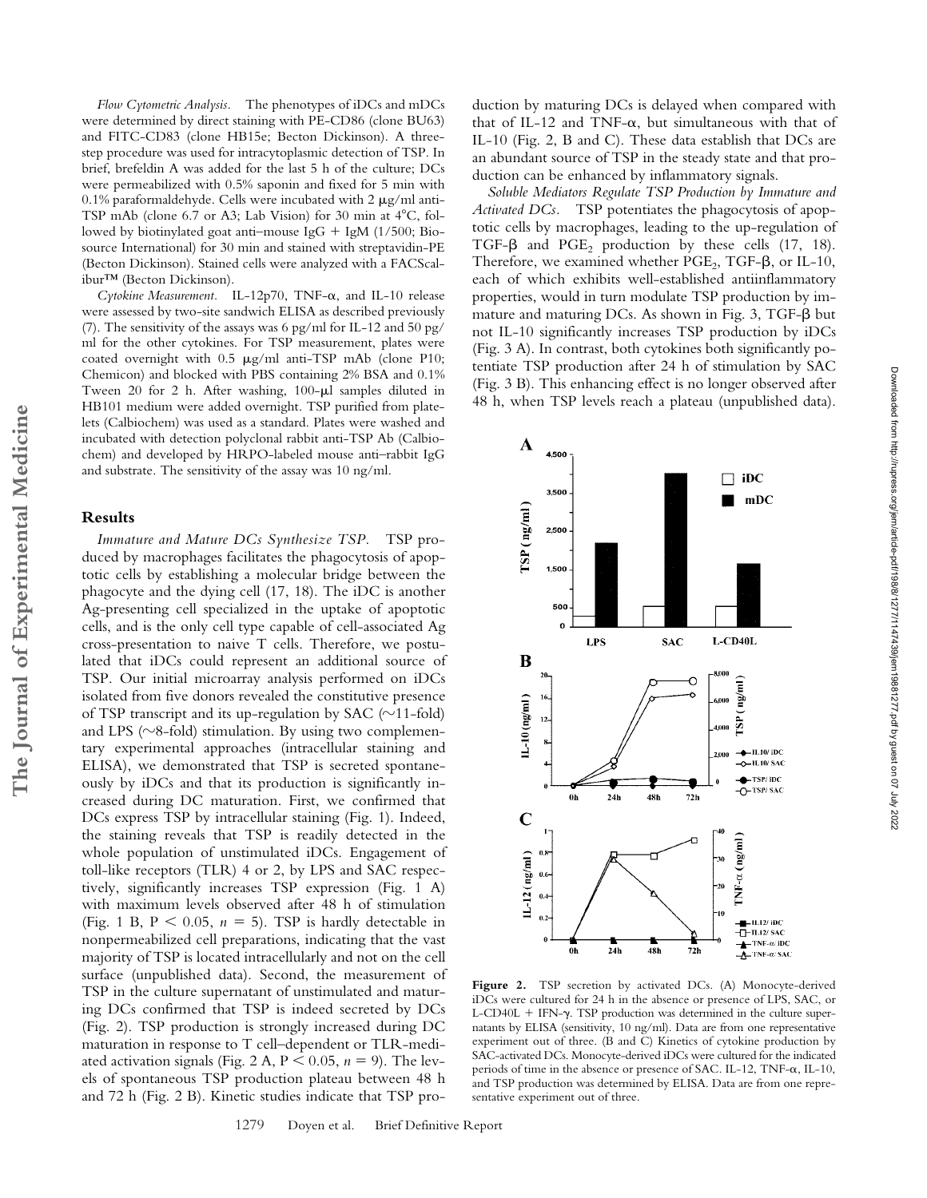*Flow Cytometric Analysis.* The phenotypes of iDCs and mDCs were determined by direct staining with PE-CD86 (clone BU63) and FITC-CD83 (clone HB15e; Becton Dickinson). A three-step procedure was used for intracytoplasmic detection of TSP. In brief, brefeldin A was added for the last 5 h of the culture; DCs were permeabilized with 0.5% saponin and fixed for 5 min with 0.1% paraformaldehyde. Cells were incubated with 2 μg/ml anti-TSP mAb (clone 6.7 or A3; Lab Vision) for 30 min at 4°C, followed by biotinylated goat anti–mouse IgG + IgM (1/500; Biosource International) for 30 min and stained with streptavidin-PE (Becton Dickinson). Stained cells were analyzed with a FACSCalibur™ (Becton Dickinson).

*Cytokine Measurement.* IL-12p70, TNF-α, and IL-10 release were assessed by two-site sandwich ELISA as described previously (7). The sensitivity of the assays was 6 pg/ml for IL-12 and 50 pg/ml for the other cytokines. For TSP measurement, plates were coated overnight with 0.5 μg/ml anti-TSP mAb (clone P10; Chemicon) and blocked with PBS containing 2% BSA and 0.1% Tween 20 for 2 h. After washing, 100-μl samples diluted in HB101 medium were added overnight. TSP purified from platelets (Calbiochem) was used as a standard. Plates were washed and incubated with detection polyclonal rabbit anti-TSP Ab (Calbiochem) and developed by HRPO-labeled mouse anti–rabbit IgG and substrate. The sensitivity of the assay was 10 ng/ml.

## Results

*Immature and Mature DCs Synthesize TSP.* TSP produced by macrophages facilitates the phagocytosis of apoptotic cells by establishing a molecular bridge between the phagocyte and the dying cell (17, 18). The iDC is another Ag-presenting cell specialized in the uptake of apoptotic cells, and is the only cell type capable of cell-associated Ag cross-presentation to naive T cells. Therefore, we postulated that iDCs could represent an additional source of TSP. Our initial microarray analysis performed on iDCs isolated from five donors revealed the constitutive presence of TSP transcript and its up-regulation by SAC (∼11-fold) and LPS (∼8-fold) stimulation. By using two complementary experimental approaches (intracellular staining and ELISA), we demonstrated that TSP is secreted spontaneously by iDCs and that its production is significantly increased during DC maturation. First, we confirmed that DCs express TSP by intracellular staining (Fig. 1). Indeed, the staining reveals that TSP is readily detected in the whole population of unstimulated iDCs. Engagement of toll-like receptors (TLR) 4 or 2, by LPS and SAC respectively, significantly increases TSP expression (Fig. 1 A) with maximum levels observed after 48 h of stimulation (Fig. 1 B, $P < 0.05$, $n = 5$). TSP is hardly detectable in nonpermeabilized cell preparations, indicating that the vast majority of TSP is located intracellularly and not on the cell surface (unpublished data). Second, the measurement of TSP in the culture supernatant of unstimulated and maturing DCs confirmed that TSP is indeed secreted by DCs (Fig. 2). TSP production is strongly increased during DC maturation in response to T cell–dependent or TLR-mediated activation signals (Fig. 2 A, $P < 0.05$, $n = 9$). The levels of spontaneous TSP production plateau between 48 h and 72 h (Fig. 2 B). Kinetic studies indicate that TSP production by maturing DCs is delayed when compared with that of IL-12 and TNF-α, but simultaneous with that of IL-10 (Fig. 2, B and C). These data establish that DCs are an abundant source of TSP in the steady state and that production can be enhanced by inflammatory signals.

*Soluble Mediators Regulate TSP Production by Immature and Activated DCs.* TSP potentiates the phagocytosis of apoptotic cells by macrophages, leading to the up-regulation of TGF-β and $PGE_2$ production by these cells (17, 18). Therefore, we examined whether $PGE_2$, TGF-β, or IL-10, each of which exhibits well-established antiinflammatory properties, would in turn modulate TSP production by immature and maturing DCs. As shown in Fig. 3, TGF-β but not IL-10 significantly increases TSP production by iDCs (Fig. 3 A). In contrast, both cytokines both significantly potentiate TSP production after 24 h of stimulation by SAC (Fig. 3 B). This enhancing effect is no longer observed after 48 h, when TSP levels reach a plateau (unpublished data).

**Figure 2.** TSP secretion by activated DCs. (A) Monocyte-derived iDCs were cultured for 24 h in the absence or presence of LPS, SAC, or L-CD40L + IFN-γ. TSP production was determined in the culture supernatants by ELISA (sensitivity, 10 ng/ml). Data are from one representative experiment out of three. (B and C) Kinetics of cytokine production by SAC-activated DCs. Monocyte-derived iDCs were cultured for the indicated periods of time in the absence or presence of SAC. IL-12, TNF-α, IL-10, and TSP production was determined by ELISA. Data are from one representative experiment out of three.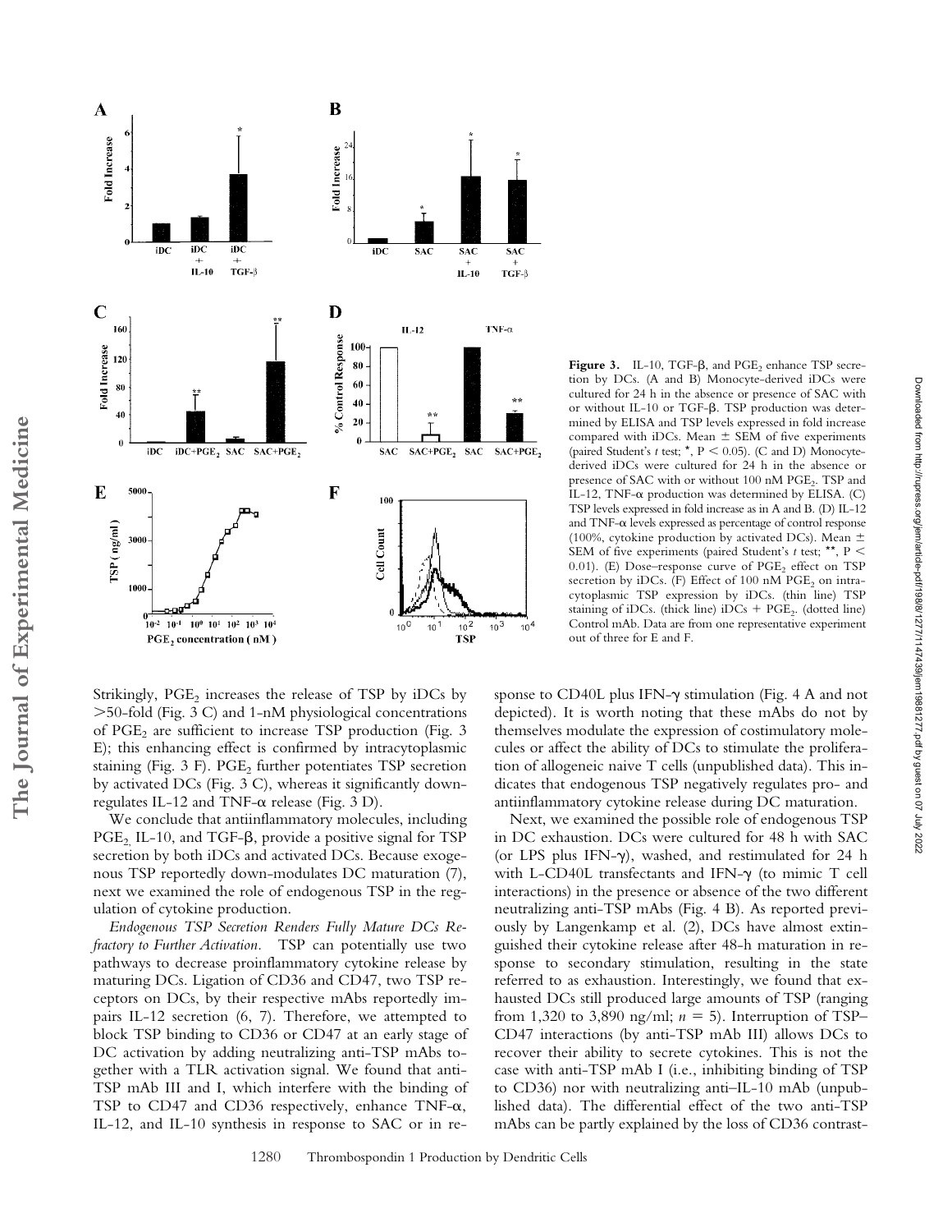**Figure 3.** IL-10, TGF-β, and $PGE_2$ enhance TSP secretion by DCs. (A and B) Monocyte-derived iDCs were cultured for 24 h in the absence or presence of SAC with or without IL-10 or TGF-β. TSP production was determined by ELISA and TSP levels expressed in fold increase compared with iDCs. Mean ± SEM of five experiments (paired Student's *t* test; *, $P < 0.05$). (C and D) Monocyte-derived iDCs were cultured for 24 h in the absence or presence of SAC with or without 100 nM $PGE_2$. TSP and IL-12, TNF-α production was determined by ELISA. (C) TSP levels expressed in fold increase as in A and B. (D) IL-12 and TNF-α levels expressed as percentage of control response (100%, cytokine production by activated DCs). Mean ± SEM of five experiments (paired Student's *t* test; **, $P < 0.01$). (E) Dose–response curve of $PGE_2$ effect on TSP secretion by iDCs. (F) Effect of 100 nM $PGE_2$ on intracytoplasmic TSP expression by iDCs. (thin line) TSP staining of iDCs. (thick line) iDCs + $PGE_2$. (dotted line) Control mAb. Data are from one representative experiment out of three for E and F.

Strikingly, $PGE_2$ increases the release of TSP by iDCs by >50-fold (Fig. 3 C) and 1-nM physiological concentrations of $PGE_2$ are sufficient to increase TSP production (Fig. 3 E); this enhancing effect is confirmed by intracytoplasmic staining (Fig. 3 F). $PGE_2$ further potentiates TSP secretion by activated DCs (Fig. 3 C), whereas it significantly down-regulates IL-12 and TNF-α release (Fig. 3 D).

We conclude that antiinflammatory molecules, including $PGE_2$, IL-10, and TGF-β, provide a positive signal for TSP secretion by both iDCs and activated DCs. Because exogenous TSP reportedly down-modulates DC maturation (7), next we examined the role of endogenous TSP in the regulation of cytokine production.

*Endogenous TSP Secretion Renders Fully Mature DCs Refractory to Further Activation.* TSP can potentially use two pathways to decrease proinflammatory cytokine release by maturing DCs. Ligation of CD36 and CD47, two TSP receptors on DCs, by their respective mAbs reportedly impairs IL-12 secretion (6, 7). Therefore, we attempted to block TSP binding to CD36 or CD47 at an early stage of DC activation by adding neutralizing anti-TSP mAbs together with a TLR activation signal. We found that anti-TSP mAb III and I, which interfere with the binding of TSP to CD47 and CD36 respectively, enhance TNF-α, IL-12, and IL-10 synthesis in response to SAC or in response to CD40L plus IFN-γ stimulation (Fig. 4 A and not depicted). It is worth noting that these mAbs do not by themselves modulate the expression of costimulatory molecules or affect the ability of DCs to stimulate the proliferation of allogeneic naive T cells (unpublished data). This indicates that endogenous TSP negatively regulates pro- and antiinflammatory cytokine release during DC maturation.

Next, we examined the possible role of endogenous TSP in DC exhaustion. DCs were cultured for 48 h with SAC (or LPS plus IFN-γ), washed, and restimulated for 24 h with L-CD40L transfectants and IFN-γ (to mimic T cell interactions) in the presence or absence of the two different neutralizing anti-TSP mAbs (Fig. 4 B). As reported previously by Langenkamp et al. (2), DCs have almost extinguished their cytokine release after 48-h maturation in response to secondary stimulation, resulting in the state referred to as exhaustion. Interestingly, we found that exhausted DCs still produced large amounts of TSP (ranging from 1,320 to 3,890 ng/ml; $n = 5$). Interruption of TSP–CD47 interactions (by anti-TSP mAb III) allows DCs to recover their ability to secrete cytokines. This is not the case with anti-TSP mAb I (i.e., inhibiting binding of TSP to CD36) nor with neutralizing anti–IL-10 mAb (unpublished data). The differential effect of the two anti-TSP mAbs can be partly explained by the loss of CD36 contrast-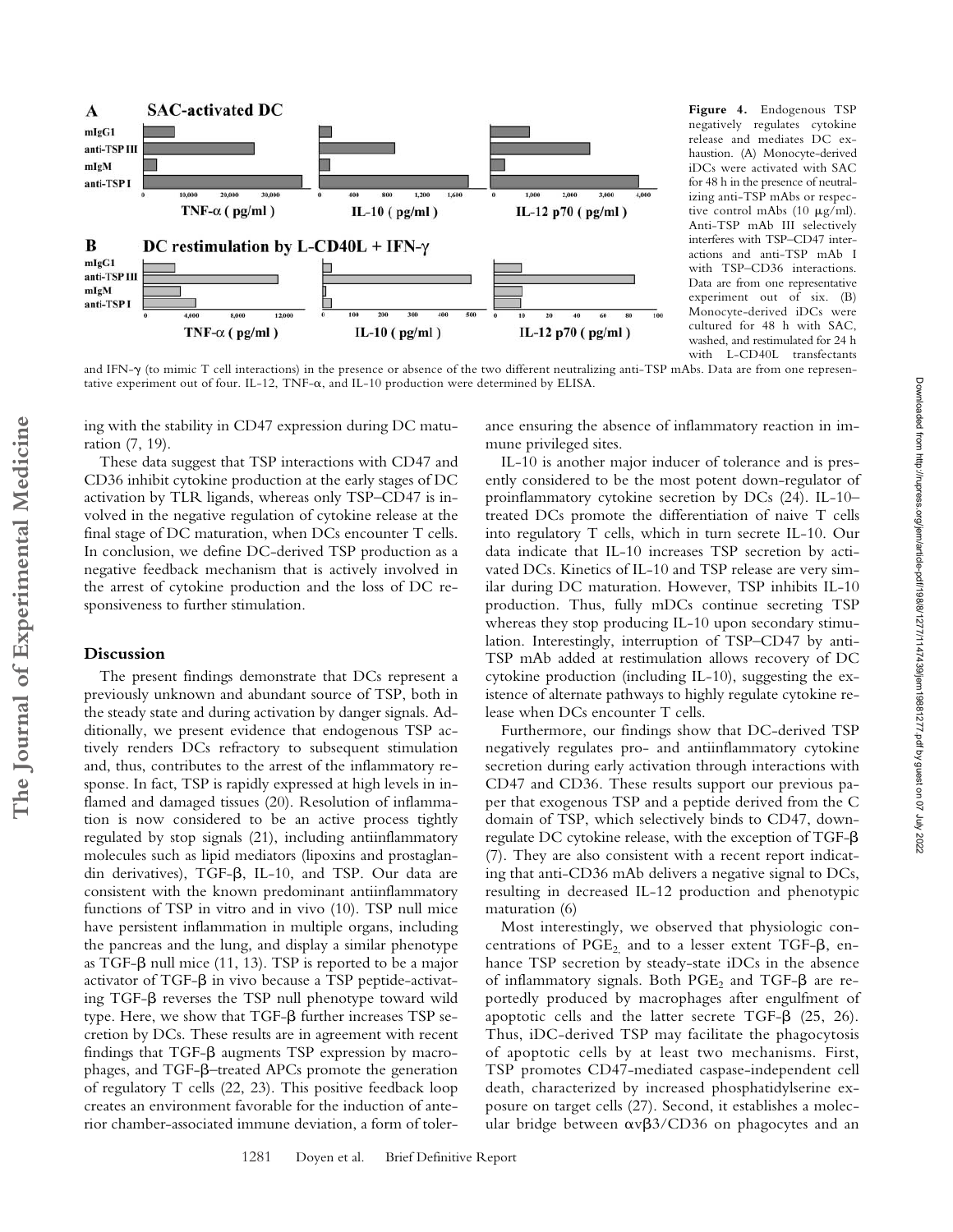**Figure 4.** Endogenous TSP negatively regulates cytokine release and mediates DC exhaustion. (A) Monocyte-derived iDCs were activated with SAC for 48 h in the presence of neutralizing anti-TSP mAbs or respective control mAbs (10 μg/ml). Anti-TSP mAb III selectively interferes with TSP–CD47 interactions and anti-TSP mAb I with TSP–CD36 interactions. Data are from one representative experiment out of six. (B) Monocyte-derived iDCs were cultured for 48 h with SAC, washed, and restimulated for 24 h with L-CD40L transfectants and IFN-γ (to mimic T cell interactions) in the presence or absence of the two different neutralizing anti-TSP mAbs. Data are from one representative experiment out of four. IL-12, TNF-α, and IL-10 production were determined by ELISA.

ing with the stability in CD47 expression during DC maturation (7, 19).

These data suggest that TSP interactions with CD47 and CD36 inhibit cytokine production at the early stages of DC activation by TLR ligands, whereas only TSP–CD47 is involved in the negative regulation of cytokine release at the final stage of DC maturation, when DCs encounter T cells. In conclusion, we define DC-derived TSP production as a negative feedback mechanism that is actively involved in the arrest of cytokine production and the loss of DC responsiveness to further stimulation.

## Discussion

The present findings demonstrate that DCs represent a previously unknown and abundant source of TSP, both in the steady state and during activation by danger signals. Additionally, we present evidence that endogenous TSP actively renders DCs refractory to subsequent stimulation and, thus, contributes to the arrest of the inflammatory response. In fact, TSP is rapidly expressed at high levels in inflamed and damaged tissues (20). Resolution of inflammation is now considered to be an active process tightly regulated by stop signals (21), including antiinflammatory molecules such as lipid mediators (lipoxins and prostaglandin derivatives), TGF-β, IL-10, and TSP. Our data are consistent with the known predominant antiinflammatory functions of TSP in vitro and in vivo (10). TSP null mice have persistent inflammation in multiple organs, including the pancreas and the lung, and display a similar phenotype as TGF-β null mice (11, 13). TSP is reported to be a major activator of TGF-β in vivo because a TSP peptide-activating TGF-β reverses the TSP null phenotype toward wild type. Here, we show that TGF-β further increases TSP secretion by DCs. These results are in agreement with recent findings that TGF-β augments TSP expression by macrophages, and TGF-β–treated APCs promote the generation of regulatory T cells (22, 23). This positive feedback loop creates an environment favorable for the induction of anterior chamber-associated immune deviation, a form of tolerance ensuring the absence of inflammatory reaction in immune privileged sites.

IL-10 is another major inducer of tolerance and is presently considered to be the most potent down-regulator of proinflammatory cytokine secretion by DCs (24). IL-10–treated DCs promote the differentiation of naive T cells into regulatory T cells, which in turn secrete IL-10. Our data indicate that IL-10 increases TSP secretion by activated DCs. Kinetics of IL-10 and TSP release are very similar during DC maturation. However, TSP inhibits IL-10 production. Thus, fully mDCs continue secreting TSP whereas they stop producing IL-10 upon secondary stimulation. Interestingly, interruption of TSP–CD47 by anti-TSP mAb added at restimulation allows recovery of DC cytokine production (including IL-10), suggesting the existence of alternate pathways to highly regulate cytokine release when DCs encounter T cells.

Furthermore, our findings show that DC-derived TSP negatively regulates pro- and antiinflammatory cytokine secretion during early activation through interactions with CD47 and CD36. These results support our previous paper that exogenous TSP and a peptide derived from the C domain of TSP, which selectively binds to CD47, down-regulate DC cytokine release, with the exception of TGF-β (7). They are also consistent with a recent report indicating that anti-CD36 mAb delivers a negative signal to DCs, resulting in decreased IL-12 production and phenotypic maturation (6)

Most interestingly, we observed that physiologic concentrations of $PGE_2$ and to a lesser extent TGF-β, enhance TSP secretion by steady-state iDCs in the absence of inflammatory signals. Both $PGE_2$ and TGF-β are reportedly produced by macrophages after engulfment of apoptotic cells and the latter secrete TGF-β (25, 26). Thus, iDC-derived TSP may facilitate the phagocytosis of apoptotic cells by at least two mechanisms. First, TSP promotes CD47-mediated caspase-independent cell death, characterized by increased phosphatidylserine exposure on target cells (27). Second, it establishes a molecular bridge between αvβ3/CD36 on phagocytes and an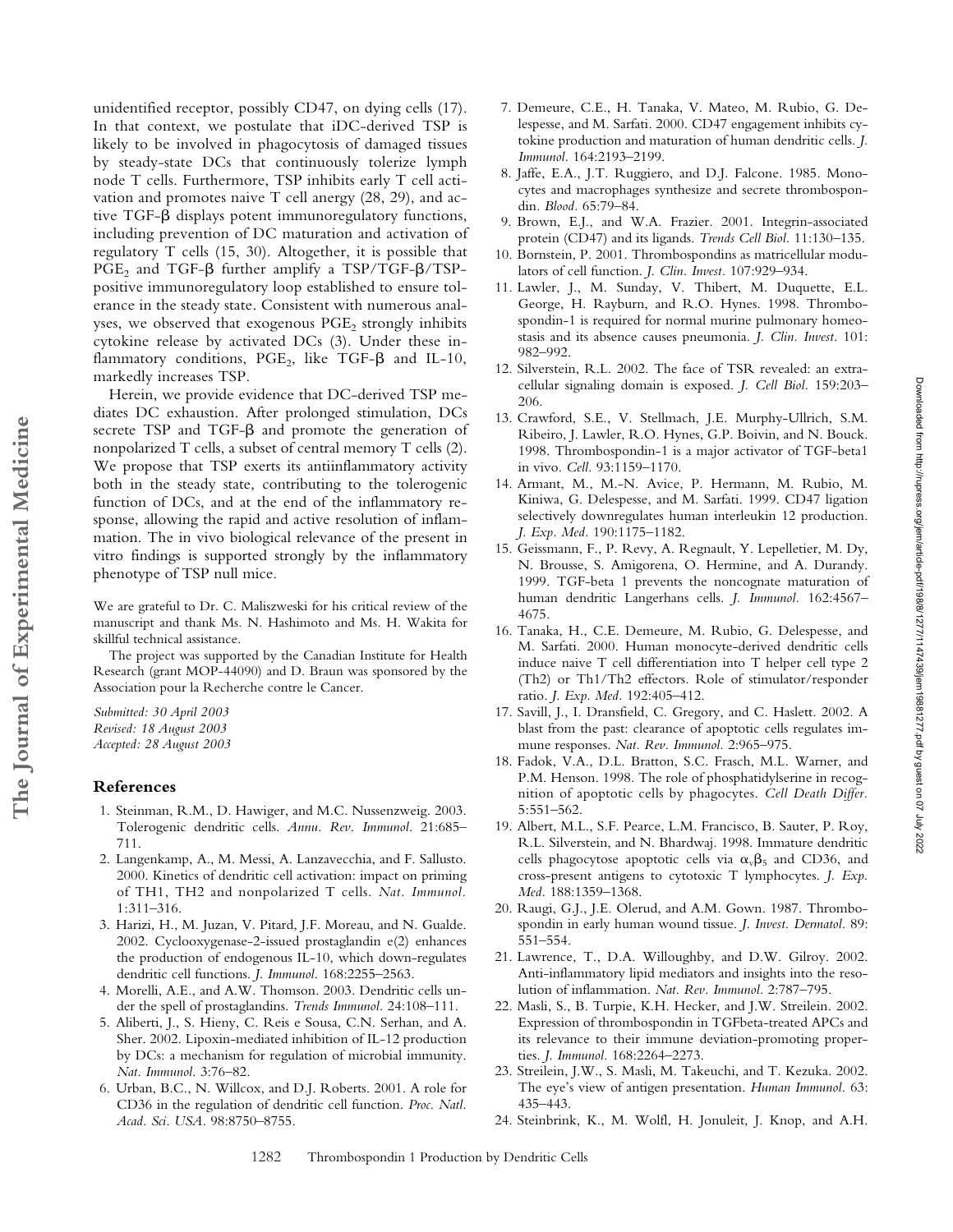unidentified receptor, possibly CD47, on dying cells (17). In that context, we postulate that iDC-derived TSP is likely to be involved in phagocytosis of damaged tissues by steady-state DCs that continuously tolerize lymph node T cells. Furthermore, TSP inhibits early T cell activation and promotes naive T cell anergy (28, 29), and active TGF-β displays potent immunoregulatory functions, including prevention of DC maturation and activation of regulatory T cells (15, 30). Altogether, it is possible that $PGE_2$ and TGF-β further amplify a TSP/TGF-β/TSP-positive immunoregulatory loop established to ensure tolerance in the steady state. Consistent with numerous analyses, we observed that exogenous $PGE_2$ strongly inhibits cytokine release by activated DCs (3). Under these inflammatory conditions, $PGE_2$, like TGF-β and IL-10, markedly increases TSP.

Herein, we provide evidence that DC-derived TSP mediates DC exhaustion. After prolonged stimulation, DCs secrete TSP and TGF-β and promote the generation of nonpolarized T cells, a subset of central memory T cells (2). We propose that TSP exerts its antiinflammatory activity both in the steady state, contributing to the tolerogenic function of DCs, and at the end of the inflammatory response, allowing the rapid and active resolution of inflammation. The in vivo biological relevance of the present in vitro findings is supported strongly by the inflammatory phenotype of TSP null mice.

We are grateful to Dr. C. Maliszweski for his critical review of the manuscript and thank Ms. N. Hashimoto and Ms. H. Wakita for skillful technical assistance.

The project was supported by the Canadian Institute for Health Research (grant MOP-44090) and D. Braun was sponsored by the Association pour la Recherche contre le Cancer.

*Submitted: 30 April 2003*
*Revised: 18 August 2003*
*Accepted: 28 August 2003*

## References

1. Steinman, R.M., D. Hawiger, and M.C. Nussenzweig. 2003. Tolerogenic dendritic cells. *Annu. Rev. Immunol.* 21:685–711.
2. Langenkamp, A., M. Messi, A. Lanzavecchia, and F. Sallusto. 2000. Kinetics of dendritic cell activation: impact on priming of TH1, TH2 and nonpolarized T cells. *Nat. Immunol.* 1:311–316.
3. Harizi, H., M. Juzan, V. Pitard, J.F. Moreau, and N. Gualde. 2002. Cyclooxygenase-2-issued prostaglandin e(2) enhances the production of endogenous IL-10, which down-regulates dendritic cell functions. *J. Immunol.* 168:2255–2563.
4. Morelli, A.E., and A.W. Thomson. 2003. Dendritic cells under the spell of prostaglandins. *Trends Immunol.* 24:108–111.
5. Aliberti, J., S. Hieny, C. Reis e Sousa, C.N. Serhan, and A. Sher. 2002. Lipoxin-mediated inhibition of IL-12 production by DCs: a mechanism for regulation of microbial immunity. *Nat. Immunol.* 3:76–82.
6. Urban, B.C., N. Willcox, and D.J. Roberts. 2001. A role for CD36 in the regulation of dendritic cell function. *Proc. Natl. Acad. Sci. USA.* 98:8750–8755.
7. Demeure, C.E., H. Tanaka, V. Mateo, M. Rubio, G. Delespesse, and M. Sarfati. 2000. CD47 engagement inhibits cytokine production and maturation of human dendritic cells. *J. Immunol.* 164:2193–2199.
8. Jaffe, E.A., J.T. Ruggiero, and D.J. Falcone. 1985. Monocytes and macrophages synthesize and secrete thrombospondin. *Blood.* 65:79–84.
9. Brown, E.J., and W.A. Frazier. 2001. Integrin-associated protein (CD47) and its ligands. *Trends Cell Biol.* 11:130–135.
10. Bornstein, P. 2001. Thrombospondins as matricellular modulators of cell function. *J. Clin. Invest.* 107:929–934.
11. Lawler, J., M. Sunday, V. Thibert, M. Duquette, E.L. George, H. Rayburn, and R.O. Hynes. 1998. Thrombospondin-1 is required for normal murine pulmonary homeostasis and its absence causes pneumonia. *J. Clin. Invest.* 101: 982–992.
12. Silverstein, R.L. 2002. The face of TSR revealed: an extracellular signaling domain is exposed. *J. Cell Biol.* 159:203–206.
13. Crawford, S.E., V. Stellmach, J.E. Murphy-Ullrich, S.M. Ribeiro, J. Lawler, R.O. Hynes, G.P. Boivin, and N. Bouck. 1998. Thrombospondin-1 is a major activator of TGF-beta1 in vivo. *Cell.* 93:1159–1170.
14. Armant, M., M.-N. Avice, P. Hermann, M. Rubio, M. Kiniwa, G. Delespesse, and M. Sarfati. 1999. CD47 ligation selectively downregulates human interleukin 12 production. *J. Exp. Med.* 190:1175–1182.
15. Geissmann, F., P. Revy, A. Regnault, Y. Lepelletier, M. Dy, N. Brousse, S. Amigorena, O. Hermine, and A. Durandy. 1999. TGF-beta 1 prevents the noncognate maturation of human dendritic Langerhans cells. *J. Immunol.* 162:4567–4675.
16. Tanaka, H., C.E. Demeure, M. Rubio, G. Delespesse, and M. Sarfati. 2000. Human monocyte-derived dendritic cells induce naive T cell differentiation into T helper cell type 2 (Th2) or Th1/Th2 effectors. Role of stimulator/responder ratio. *J. Exp. Med.* 192:405–412.
17. Savill, J., I. Dransfield, C. Gregory, and C. Haslett. 2002. A blast from the past: clearance of apoptotic cells regulates immune responses. *Nat. Rev. Immunol.* 2:965–975.
18. Fadok, V.A., D.L. Bratton, S.C. Frasch, M.L. Warner, and P.M. Henson. 1998. The role of phosphatidylserine in recognition of apoptotic cells by phagocytes. *Cell Death Differ.* 5:551–562.
19. Albert, M.L., S.F. Pearce, L.M. Francisco, B. Sauter, P. Roy, R.L. Silverstein, and N. Bhardwaj. 1998. Immature dendritic cells phagocytose apoptotic cells via $\alpha_v\beta_5$ and CD36, and cross-present antigens to cytotoxic T lymphocytes. *J. Exp. Med.* 188:1359–1368.
20. Raugi, G.J., J.E. Olerud, and A.M. Gown. 1987. Thrombospondin in early human wound tissue. *J. Invest. Dermatol.* 89: 551–554.
21. Lawrence, T., D.A. Willoughby, and D.W. Gilroy. 2002. Anti-inflammatory lipid mediators and insights into the resolution of inflammation. *Nat. Rev. Immunol.* 2:787–795.
22. Masli, S., B. Turpie, K.H. Hecker, and J.W. Streilein. 2002. Expression of thrombospondin in TGFbeta-treated APCs and its relevance to their immune deviation-promoting properties. *J. Immunol.* 168:2264–2273.
23. Streilein, J.W., S. Masli, M. Takeuchi, and T. Kezuka. 2002. The eye's view of antigen presentation. *Human Immunol.* 63: 435–443.
24. Steinbrink, K., M. Wolfl, H. Jonuleit, J. Knop, and A.H.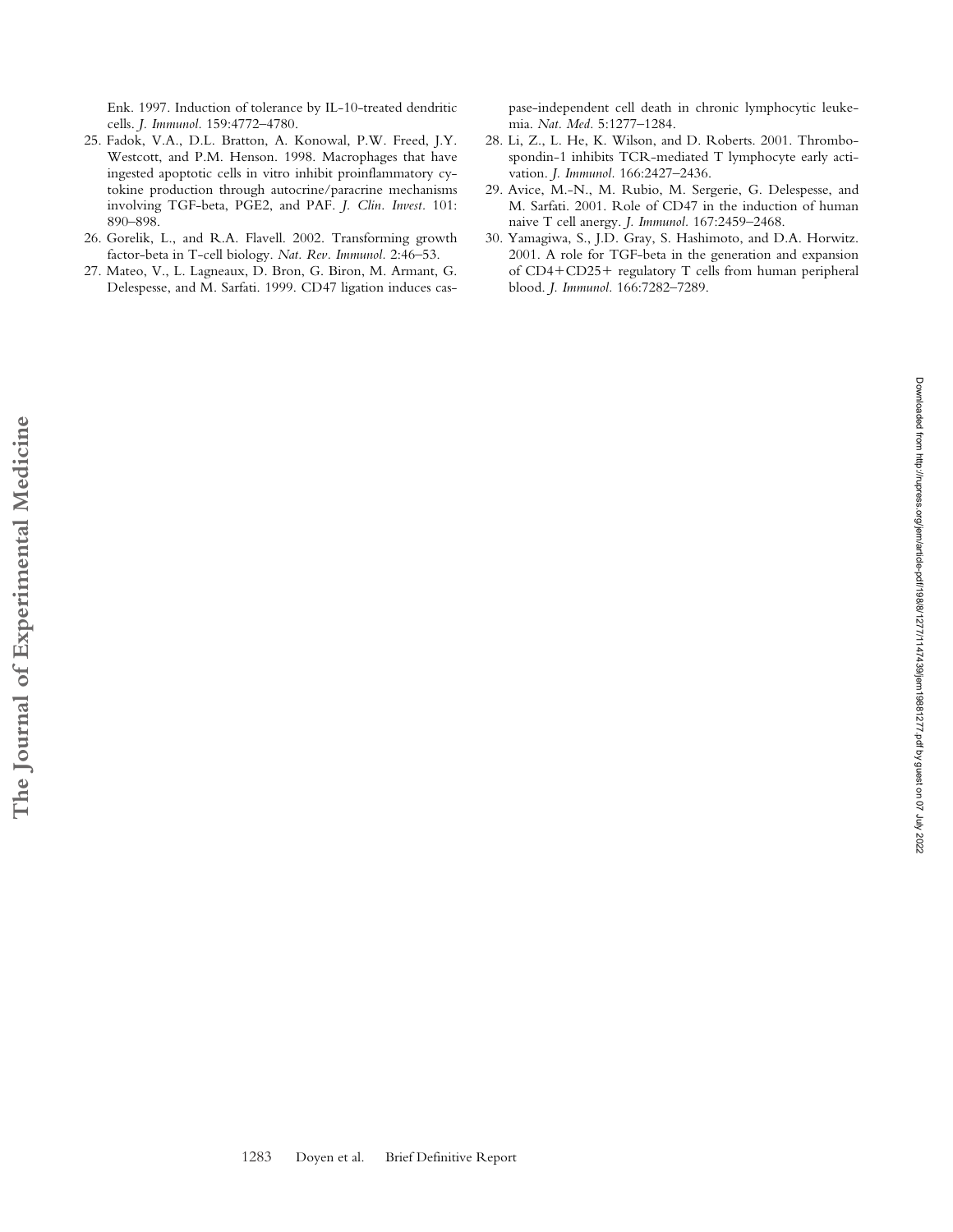Enk. 1997. Induction of tolerance by IL-10-treated dendritic cells. *J. Immunol.* 159:4772–4780.

25. Fadok, V.A., D.L. Bratton, A. Konowal, P.W. Freed, J.Y. Westcott, and P.M. Henson. 1998. Macrophages that have ingested apoptotic cells in vitro inhibit proinflammatory cytokine production through autocrine/paracrine mechanisms involving TGF-beta, PGE2, and PAF. *J. Clin. Invest.* 101: 890–898.
26. Gorelik, L., and R.A. Flavell. 2002. Transforming growth factor-beta in T-cell biology. *Nat. Rev. Immunol.* 2:46–53.
27. Mateo, V., L. Lagneaux, D. Bron, G. Biron, M. Armant, G. Delespesse, and M. Sarfati. 1999. CD47 ligation induces caspase-independent cell death in chronic lymphocytic leukemia. *Nat. Med.* 5:1277–1284.
28. Li, Z., L. He, K. Wilson, and D. Roberts. 2001. Thrombospondin-1 inhibits TCR-mediated T lymphocyte early activation. *J. Immunol.* 166:2427–2436.
29. Avice, M.-N., M. Rubio, M. Sergerie, G. Delespesse, and M. Sarfati. 2001. Role of CD47 in the induction of human naive T cell anergy. *J. Immunol.* 167:2459–2468.
30. Yamagiwa, S., J.D. Gray, S. Hashimoto, and D.A. Horwitz. 2001. A role for TGF-beta in the generation and expansion of CD4+CD25+ regulatory T cells from human peripheral blood. *J. Immunol.* 166:7282–7289.